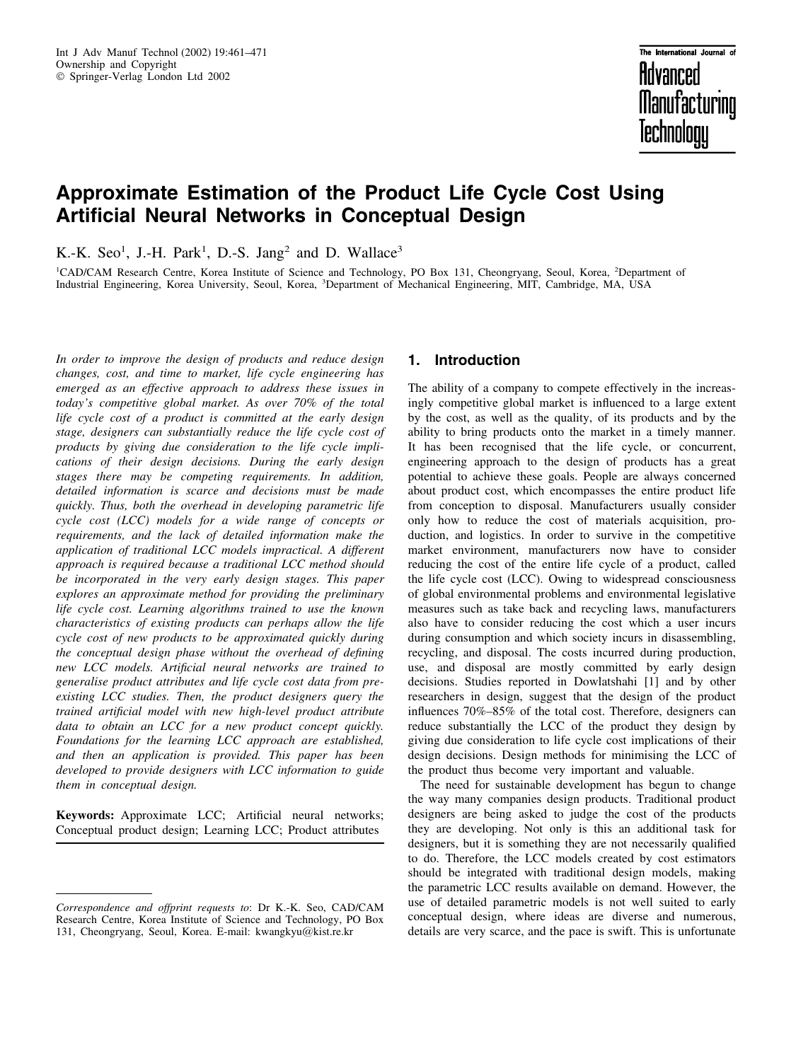# Approximate Estimation of the Product Life Cycle Cost Using Artificial Neural Networks in Conceptual Design

K.-K. Seo[1], J.-H. Park[1], D.-S. Jang[2] and D. Wallace[3]

[1]CAD/CAM Research Centre, Korea Institute of Science and Technology, PO Box 131, Cheongryang, Seoul, Korea, [2]Department of Industrial Engineering, Korea University, Seoul, Korea, [3]Department of Mechanical Engineering, MIT, Cambridge, MA, USA

*In order to improve the design of products and reduce design changes, cost, and time to market, life cycle engineering has emerged as an effective approach to address these issues in today's competitive global market. As over 70% of the total life cycle cost of a product is committed at the early design stage, designers can substantially reduce the life cycle cost of products by giving due consideration to the life cycle implications of their design decisions. During the early design stages there may be competing requirements. In addition, detailed information is scarce and decisions must be made quickly. Thus, both the overhead in developing parametric life cycle cost (LCC) models for a wide range of concepts or requirements, and the lack of detailed information make the application of traditional LCC models impractical. A different approach is required because a traditional LCC method should be incorporated in the very early design stages. This paper explores an approximate method for providing the preliminary life cycle cost. Learning algorithms trained to use the known characteristics of existing products can perhaps allow the life cycle cost of new products to be approximated quickly during the conceptual design phase without the overhead of defining new LCC models. Artificial neural networks are trained to generalise product attributes and life cycle cost data from pre-existing LCC studies. Then, the product designers query the trained artificial model with new high-level product attribute data to obtain an LCC for a new product concept quickly. Foundations for the learning LCC approach are established, and then an application is provided. This paper has been developed to provide designers with LCC information to guide them in conceptual design.*

**Keywords:** Approximate LCC; Artificial neural networks; Conceptual product design; Learning LCC; Product attributes

*Correspondence and offprint requests to*: Dr K.-K. Seo, CAD/CAM Research Centre, Korea Institute of Science and Technology, PO Box 131, Cheongryang, Seoul, Korea. E-mail: kwangkyu@kist.re.kr

## 1. Introduction

The ability of a company to compete effectively in the increasingly competitive global market is influenced to a large extent by the cost, as well as the quality, of its products and by the ability to bring products onto the market in a timely manner. It has been recognised that the life cycle, or concurrent, engineering approach to the design of products has a great potential to achieve these goals. People are always concerned about product cost, which encompasses the entire product life from conception to disposal. Manufacturers usually consider only how to reduce the cost of materials acquisition, production, and logistics. In order to survive in the competitive market environment, manufacturers now have to consider reducing the cost of the entire life cycle of a product, called the life cycle cost (LCC). Owing to widespread consciousness of global environmental problems and environmental legislative measures such as take back and recycling laws, manufacturers also have to consider reducing the cost which a user incurs during consumption and which society incurs in disassembling, recycling, and disposal. The costs incurred during production, use, and disposal are mostly committed by early design decisions. Studies reported in Dowlatshahi [1] and by other researchers in design, suggest that the design of the product influences 70%–85% of the total cost. Therefore, designers can reduce substantially the LCC of the product they design by giving due consideration to life cycle cost implications of their design decisions. Design methods for minimising the LCC of the product thus become very important and valuable.

The need for sustainable development has begun to change the way many companies design products. Traditional product designers are being asked to judge the cost of the products they are developing. Not only is this an additional task for designers, but it is something they are not necessarily qualified to do. Therefore, the LCC models created by cost estimators should be integrated with traditional design models, making the parametric LCC results available on demand. However, the use of detailed parametric models is not well suited to early conceptual design, where ideas are diverse and numerous, details are very scarce, and the pace is swift. This is unfortunate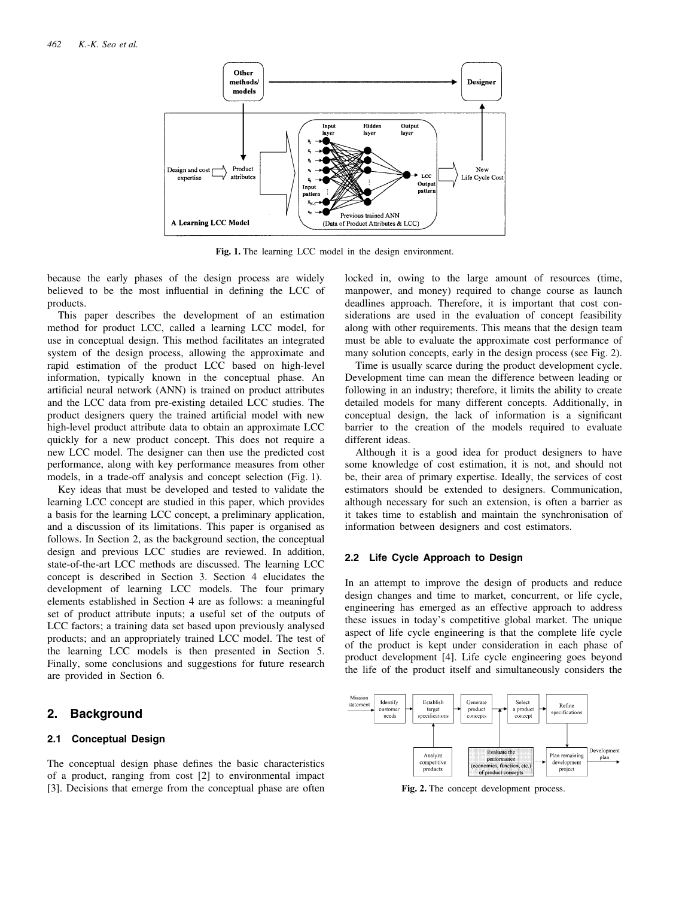Other methods/ models

Designer

Design and cost expertise

Product attributes

Input layer

Hidden layer

Output layer

Input pattern

LCC

Output pattern

New Life Cycle Cost

Previous trained ANN (Data of Product Attributes & LCC)

A Learning LCC Model

**Fig. 1.** The learning LCC model in the design environment.

because the early phases of the design process are widely believed to be the most influential in defining the LCC of products.

This paper describes the development of an estimation method for product LCC, called a learning LCC model, for use in conceptual design. This method facilitates an integrated system of the design process, allowing the approximate and rapid estimation of the product LCC based on high-level information, typically known in the conceptual phase. An artificial neural network (ANN) is trained on product attributes and the LCC data from pre-existing detailed LCC studies. The product designers query the trained artificial model with new high-level product attribute data to obtain an approximate LCC quickly for a new product concept. This does not require a new LCC model. The designer can then use the predicted cost performance, along with key performance measures from other models, in a trade-off analysis and concept selection (Fig. 1).

Key ideas that must be developed and tested to validate the learning LCC concept are studied in this paper, which provides a basis for the learning LCC concept, a preliminary application, and a discussion of its limitations. This paper is organised as follows. In Section 2, as the background section, the conceptual design and previous LCC studies are reviewed. In addition, state-of-the-art LCC methods are discussed. The learning LCC concept is described in Section 3. Section 4 elucidates the development of learning LCC models. The four primary elements established in Section 4 are as follows: a meaningful set of product attribute inputs; a useful set of the outputs of LCC factors; a training data set based upon previously analysed products; and an appropriately trained LCC model. The test of the learning LCC models is then presented in Section 5. Finally, some conclusions and suggestions for future research are provided in Section 6.

## 2. Background

### 2.1 Conceptual Design

The conceptual design phase defines the basic characteristics of a product, ranging from cost [2] to environmental impact [3]. Decisions that emerge from the conceptual phase are often locked in, owing to the large amount of resources (time, manpower, and money) required to change course as launch deadlines approach. Therefore, it is important that cost considerations are used in the evaluation of concept feasibility along with other requirements. This means that the design team must be able to evaluate the approximate cost performance of many solution concepts, early in the design process (see Fig. 2).

Time is usually scarce during the product development cycle. Development time can mean the difference between leading or following in an industry; therefore, it limits the ability to create detailed models for many different concepts. Additionally, in conceptual design, the lack of information is a significant barrier to the creation of the models required to evaluate different ideas.

Although it is a good idea for product designers to have some knowledge of cost estimation, it is not, and should not be, their area of primary expertise. Ideally, the services of cost estimators should be extended to designers. Communication, although necessary for such an extension, is often a barrier as it takes time to establish and maintain the synchronisation of information between designers and cost estimators.

### 2.2 Life Cycle Approach to Design

In an attempt to improve the design of products and reduce design changes and time to market, concurrent, or life cycle, engineering has emerged as an effective approach to address these issues in today's competitive global market. The unique aspect of life cycle engineering is that the complete life cycle of the product is kept under consideration in each phase of product development [4]. Life cycle engineering goes beyond the life of the product itself and simultaneously considers the

Mission statement

Identify customer needs

Establish target specifications

Generate product concepts

Select a product concept

Refine specifications

Analyze competitive products

Evaluate the performance (economics, function, etc.) of product concepts

Plan remaining development project

Development plan

**Fig. 2.** The concept development process.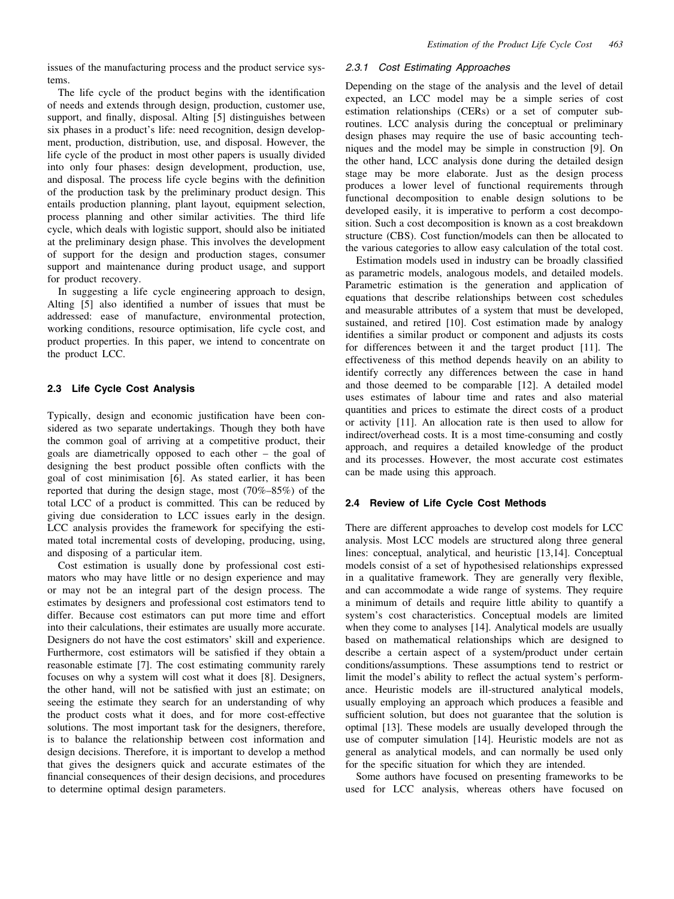issues of the manufacturing process and the product service systems.

The life cycle of the product begins with the identification of needs and extends through design, production, customer use, support, and finally, disposal. Alting [5] distinguishes between six phases in a product's life: need recognition, design development, production, distribution, use, and disposal. However, the life cycle of the product in most other papers is usually divided into only four phases: design development, production, use, and disposal. The process life cycle begins with the definition of the production task by the preliminary product design. This entails production planning, plant layout, equipment selection, process planning and other similar activities. The third life cycle, which deals with logistic support, should also be initiated at the preliminary design phase. This involves the development of support for the design and production stages, consumer support and maintenance during product usage, and support for product recovery.

In suggesting a life cycle engineering approach to design, Alting [5] also identified a number of issues that must be addressed: ease of manufacture, environmental protection, working conditions, resource optimisation, life cycle cost, and product properties. In this paper, we intend to concentrate on the product LCC.

## 2.3 Life Cycle Cost Analysis

Typically, design and economic justification have been considered as two separate undertakings. Though they both have the common goal of arriving at a competitive product, their goals are diametrically opposed to each other – the goal of designing the best product possible often conflicts with the goal of cost minimisation [6]. As stated earlier, it has been reported that during the design stage, most (70%–85%) of the total LCC of a product is committed. This can be reduced by giving due consideration to LCC issues early in the design. LCC analysis provides the framework for specifying the estimated total incremental costs of developing, producing, using, and disposing of a particular item.

Cost estimation is usually done by professional cost estimators who may have little or no design experience and may or may not be an integral part of the design process. The estimates by designers and professional cost estimators tend to differ. Because cost estimators can put more time and effort into their calculations, their estimates are usually more accurate. Designers do not have the cost estimators' skill and experience. Furthermore, cost estimators will be satisfied if they obtain a reasonable estimate [7]. The cost estimating community rarely focuses on why a system will cost what it does [8]. Designers, the other hand, will not be satisfied with just an estimate; on seeing the estimate they search for an understanding of why the product costs what it does, and for more cost-effective solutions. The most important task for the designers, therefore, is to balance the relationship between cost information and design decisions. Therefore, it is important to develop a method that gives the designers quick and accurate estimates of the financial consequences of their design decisions, and procedures to determine optimal design parameters.

### 2.3.1 Cost Estimating Approaches

Depending on the stage of the analysis and the level of detail expected, an LCC model may be a simple series of cost estimation relationships (CERs) or a set of computer subroutines. LCC analysis during the conceptual or preliminary design phases may require the use of basic accounting techniques and the model may be simple in construction [9]. On the other hand, LCC analysis done during the detailed design stage may be more elaborate. Just as the design process produces a lower level of functional requirements through functional decomposition to enable design solutions to be developed easily, it is imperative to perform a cost decomposition. Such a cost decomposition is known as a cost breakdown structure (CBS). Cost function/models can then be allocated to the various categories to allow easy calculation of the total cost.

Estimation models used in industry can be broadly classified as parametric models, analogous models, and detailed models. Parametric estimation is the generation and application of equations that describe relationships between cost schedules and measurable attributes of a system that must be developed, sustained, and retired [10]. Cost estimation made by analogy identifies a similar product or component and adjusts its costs for differences between it and the target product [11]. The effectiveness of this method depends heavily on an ability to identify correctly any differences between the case in hand and those deemed to be comparable [12]. A detailed model uses estimates of labour time and rates and also material quantities and prices to estimate the direct costs of a product or activity [11]. An allocation rate is then used to allow for indirect/overhead costs. It is a most time-consuming and costly approach, and requires a detailed knowledge of the product and its processes. However, the most accurate cost estimates can be made using this approach.

## 2.4 Review of Life Cycle Cost Methods

There are different approaches to develop cost models for LCC analysis. Most LCC models are structured along three general lines: conceptual, analytical, and heuristic [13,14]. Conceptual models consist of a set of hypothesised relationships expressed in a qualitative framework. They are generally very flexible, and can accommodate a wide range of systems. They require a minimum of details and require little ability to quantify a system's cost characteristics. Conceptual models are limited when they come to analyses [14]. Analytical models are usually based on mathematical relationships which are designed to describe a certain aspect of a system/product under certain conditions/assumptions. These assumptions tend to restrict or limit the model's ability to reflect the actual system's performance. Heuristic models are ill-structured analytical models, usually employing an approach which produces a feasible and sufficient solution, but does not guarantee that the solution is optimal [13]. These models are usually developed through the use of computer simulation [14]. Heuristic models are not as general as analytical models, and can normally be used only for the specific situation for which they are intended.

Some authors have focused on presenting frameworks to be used for LCC analysis, whereas others have focused on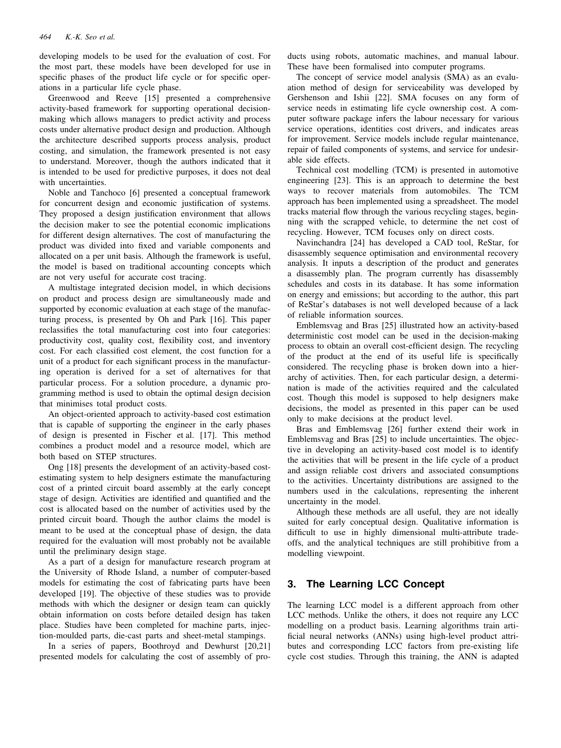developing models to be used for the evaluation of cost. For the most part, these models have been developed for use in specific phases of the product life cycle or for specific operations in a particular life cycle phase.

Greenwood and Reeve [15] presented a comprehensive activity-based framework for supporting operational decision-making which allows managers to predict activity and process costs under alternative product design and production. Although the architecture described supports process analysis, product costing, and simulation, the framework presented is not easy to understand. Moreover, though the authors indicated that it is intended to be used for predictive purposes, it does not deal with uncertainties.

Noble and Tanchoco [6] presented a conceptual framework for concurrent design and economic justification of systems. They proposed a design justification environment that allows the decision maker to see the potential economic implications for different design alternatives. The cost of manufacturing the product was divided into fixed and variable components and allocated on a per unit basis. Although the framework is useful, the model is based on traditional accounting concepts which are not very useful for accurate cost tracing.

A multistage integrated decision model, in which decisions on product and process design are simultaneously made and supported by economic evaluation at each stage of the manufacturing process, is presented by Oh and Park [16]. This paper reclassifies the total manufacturing cost into four categories: productivity cost, quality cost, flexibility cost, and inventory cost. For each classified cost element, the cost function for a unit of a product for each significant process in the manufacturing operation is derived for a set of alternatives for that particular process. For a solution procedure, a dynamic programming method is used to obtain the optimal design decision that minimises total product costs.

An object-oriented approach to activity-based cost estimation that is capable of supporting the engineer in the early phases of design is presented in Fischer et al. [17]. This method combines a product model and a resource model, which are both based on STEP structures.

Ong [18] presents the development of an activity-based cost-estimating system to help designers estimate the manufacturing cost of a printed circuit board assembly at the early concept stage of design. Activities are identified and quantified and the cost is allocated based on the number of activities used by the printed circuit board. Though the author claims the model is meant to be used at the conceptual phase of design, the data required for the evaluation will most probably not be available until the preliminary design stage.

As a part of a design for manufacture research program at the University of Rhode Island, a number of computer-based models for estimating the cost of fabricating parts have been developed [19]. The objective of these studies was to provide methods with which the designer or design team can quickly obtain information on costs before detailed design has taken place. Studies have been completed for machine parts, injection-moulded parts, die-cast parts and sheet-metal stampings.

In a series of papers, Boothroyd and Dewhurst [20,21] presented models for calculating the cost of assembly of products using robots, automatic machines, and manual labour. These have been formalised into computer programs.

The concept of service model analysis (SMA) as an evaluation method of design for serviceability was developed by Gershenson and Ishii [22]. SMA focuses on any form of service needs in estimating life cycle ownership cost. A computer software package infers the labour necessary for various service operations, identities cost drivers, and indicates areas for improvement. Service models include regular maintenance, repair of failed components of systems, and service for undesirable side effects.

Technical cost modelling (TCM) is presented in automotive engineering [23]. This is an approach to determine the best ways to recover materials from automobiles. The TCM approach has been implemented using a spreadsheet. The model tracks material flow through the various recycling stages, beginning with the scrapped vehicle, to determine the net cost of recycling. However, TCM focuses only on direct costs.

Navinchandra [24] has developed a CAD tool, ReStar, for disassembly sequence optimisation and environmental recovery analysis. It inputs a description of the product and generates a disassembly plan. The program currently has disassembly schedules and costs in its database. It has some information on energy and emissions; but according to the author, this part of ReStar's databases is not well developed because of a lack of reliable information sources.

Emblemsvag and Bras [25] illustrated how an activity-based deterministic cost model can be used in the decision-making process to obtain an overall cost-efficient design. The recycling of the product at the end of its useful life is specifically considered. The recycling phase is broken down into a hierarchy of activities. Then, for each particular design, a determination is made of the activities required and the calculated cost. Though this model is supposed to help designers make decisions, the model as presented in this paper can be used only to make decisions at the product level.

Bras and Emblemsvag [26] further extend their work in Emblemsvag and Bras [25] to include uncertainties. The objective in developing an activity-based cost model is to identify the activities that will be present in the life cycle of a product and assign reliable cost drivers and associated consumptions to the activities. Uncertainty distributions are assigned to the numbers used in the calculations, representing the inherent uncertainty in the model.

Although these methods are all useful, they are not ideally suited for early conceptual design. Qualitative information is difficult to use in highly dimensional multi-attribute trade-offs, and the analytical techniques are still prohibitive from a modelling viewpoint.

## 3. The Learning LCC Concept

The learning LCC model is a different approach from other LCC methods. Unlike the others, it does not require any LCC modelling on a product basis. Learning algorithms train artificial neural networks (ANNs) using high-level product attributes and corresponding LCC factors from pre-existing life cycle cost studies. Through this training, the ANN is adapted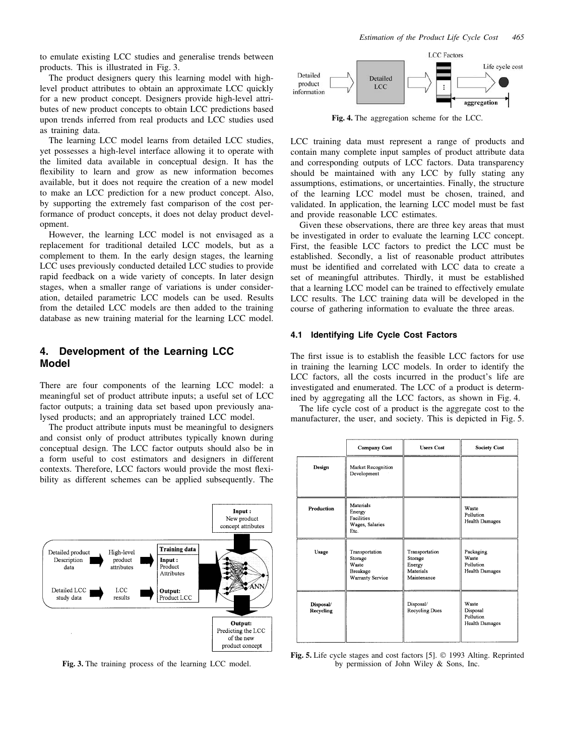to emulate existing LCC studies and generalise trends between products. This is illustrated in Fig. 3.

The product designers query this learning model with high-level product attributes to obtain an approximate LCC quickly for a new product concept. Designers provide high-level attributes of new product concepts to obtain LCC predictions based upon trends inferred from real products and LCC studies used as training data.

The learning LCC model learns from detailed LCC studies, yet possesses a high-level interface allowing it to operate with the limited data available in conceptual design. It has the flexibility to learn and grow as new information becomes available, but it does not require the creation of a new model to make an LCC prediction for a new product concept. Also, by supporting the extremely fast comparison of the cost performance of product concepts, it does not delay product development.

However, the learning LCC model is not envisaged as a replacement for traditional detailed LCC models, but as a complement to them. In the early design stages, the learning LCC uses previously conducted detailed LCC studies to provide rapid feedback on a wide variety of concepts. In later design stages, when a smaller range of variations is under consideration, detailed parametric LCC models can be used. Results from the detailed LCC models are then added to the training database as new training material for the learning LCC model.

## 4. Development of the Learning LCC Model

There are four components of the learning LCC model: a meaningful set of product attribute inputs; a useful set of LCC factor outputs; a training data set based upon previously analysed products; and an appropriately trained LCC model.

The product attribute inputs must be meaningful to designers and consist only of product attributes typically known during conceptual design. The LCC factor outputs should also be in a form useful to cost estimators and designers in different contexts. Therefore, LCC factors would provide the most flexibility as different schemes can be applied subsequently. The LCC training data must represent a range of products and contain many complete input samples of product attribute data and corresponding outputs of LCC factors. Data transparency should be maintained with any LCC by fully stating any assumptions, estimations, or uncertainties. Finally, the structure of the learning LCC model must be chosen, trained, and validated. In application, the learning LCC model must be fast and provide reasonable LCC estimates.

Given these observations, there are three key areas that must be investigated in order to evaluate the learning LCC concept. First, the feasible LCC factors to predict the LCC must be established. Secondly, a list of reasonable product attributes must be identified and correlated with LCC data to create a set of meaningful attributes. Thirdly, it must be established that a learning LCC model can be trained to effectively emulate LCC results. The LCC training data will be developed in the course of gathering information to evaluate the three areas.

Fig. 3. The training process of the learning LCC model.

Fig. 4. The aggregation scheme for the LCC.

### 4.1 Identifying Life Cycle Cost Factors

The first issue is to establish the feasible LCC factors for use in training the learning LCC models. In order to identify the LCC factors, all the costs incurred in the product's life are investigated and enumerated. The LCC of a product is determined by aggregating all the LCC factors, as shown in Fig. 4.

The life cycle cost of a product is the aggregate cost to the manufacturer, the user, and society. This is depicted in Fig. 5.

| | Company Cost | Users Cost | Society Cost |
|---|---|---|---|
| Design | Market Recognition<br>Development | | |
| Production | Materials<br>Energy<br>Facilities<br>Wages, Salaries<br>Etc. | | Waste<br>Pollution<br>Health Damages |
| Usage | Transportation<br>Storage<br>Waste<br>Breakage<br>Warranty Service | Transportation<br>Storage<br>Energy<br>Materials<br>Maintenance | Packaging<br>Waste<br>Pollution<br>Health Damages |
| Disposal/<br>Recycling | | Disposal/<br>Recycling Dues | Waste<br>Disposal<br>Pollution<br>Health Damages |

Fig. 5. Life cycle stages and cost factors [5]. © 1993 Alting. Reprinted by permission of John Wiley & Sons, Inc.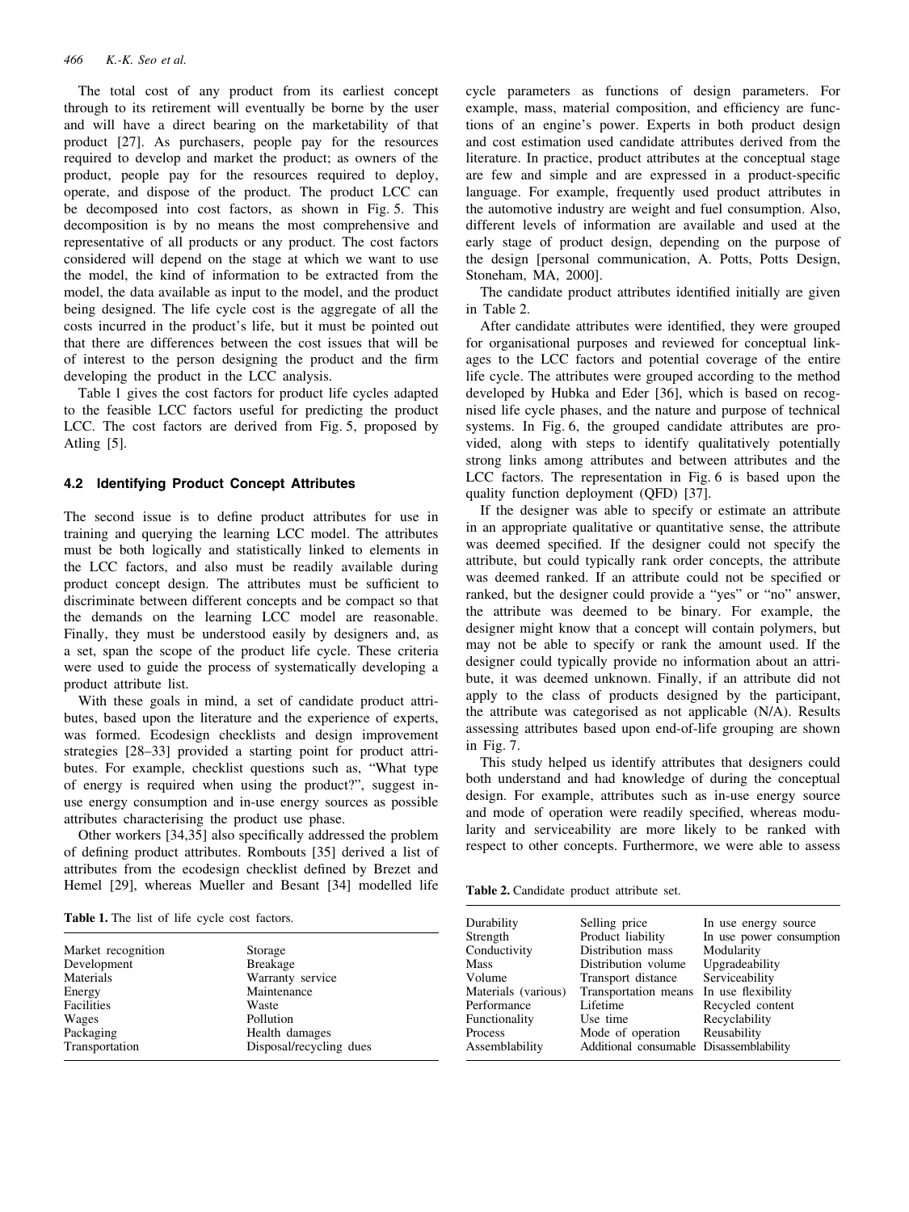The total cost of any product from its earliest concept through to its retirement will eventually be borne by the user and will have a direct bearing on the marketability of that product [27]. As purchasers, people pay for the resources required to develop and market the product; as owners of the product, people pay for the resources required to deploy, operate, and dispose of the product. The product LCC can be decomposed into cost factors, as shown in Fig. 5. This decomposition is by no means the most comprehensive and representative of all products or any product. The cost factors considered will depend on the stage at which we want to use the model, the kind of information to be extracted from the model, the data available as input to the model, and the product being designed. The life cycle cost is the aggregate of all the costs incurred in the product's life, but it must be pointed out that there are differences between the cost issues that will be of interest to the person designing the product and the firm developing the product in the LCC analysis.

Table 1 gives the cost factors for product life cycles adapted to the feasible LCC factors useful for predicting the product LCC. The cost factors are derived from Fig. 5, proposed by Atling [5].

**Table 1.** The list of life cycle cost factors.

| | |
|---|---|
| Market recognition | Storage |
| Development | Breakage |
| Materials | Warranty service |
| Energy | Maintenance |
| Facilities | Waste |
| Wages | Pollution |
| Packaging | Health damages |
| Transportation | Disposal/recycling dues |

### 4.2 Identifying Product Concept Attributes

The second issue is to define product attributes for use in training and querying the learning LCC model. The attributes must be both logically and statistically linked to elements in the LCC factors, and also must be readily available during product concept design. The attributes must be sufficient to discriminate between different concepts and be compact so that the demands on the learning LCC model are reasonable. Finally, they must be understood easily by designers and, as a set, span the scope of the product life cycle. These criteria were used to guide the process of systematically developing a product attribute list.

With these goals in mind, a set of candidate product attributes, based upon the literature and the experience of experts, was formed. Ecodesign checklists and design improvement strategies [28–33] provided a starting point for product attributes. For example, checklist questions such as, "What type of energy is required when using the product?", suggest in-use energy consumption and in-use energy sources as possible attributes characterising the product use phase.

Other workers [34,35] also specifically addressed the problem of defining product attributes. Rombouts [35] derived a list of attributes from the ecodesign checklist defined by Brezet and Hemel [29], whereas Mueller and Besant [34] modelled life cycle parameters as functions of design parameters. For example, mass, material composition, and efficiency are functions of an engine's power. Experts in both product design and cost estimation used candidate attributes derived from the literature. In practice, product attributes at the conceptual stage are few and simple and are expressed in a product-specific language. For example, frequently used product attributes in the automotive industry are weight and fuel consumption. Also, different levels of information are available and used at the early stage of product design, depending on the purpose of the design [personal communication, A. Potts, Potts Design, Stoneham, MA, 2000].

The candidate product attributes identified initially are given in Table 2.

After candidate attributes were identified, they were grouped for organisational purposes and reviewed for conceptual linkages to the LCC factors and potential coverage of the entire life cycle. The attributes were grouped according to the method developed by Hubka and Eder [36], which is based on recognised life cycle phases, and the nature and purpose of technical systems. In Fig. 6, the grouped candidate attributes are provided, along with steps to identify qualitatively potentially strong links among attributes and between attributes and the LCC factors. The representation in Fig. 6 is based upon the quality function deployment (QFD) [37].

If the designer was able to specify or estimate an attribute in an appropriate qualitative or quantitative sense, the attribute was deemed specified. If the designer could not specify the attribute, but could typically rank order concepts, the attribute was deemed ranked. If an attribute could not be specified or ranked, but the designer could provide a "yes" or "no" answer, the attribute was deemed to be binary. For example, the designer might know that a concept will contain polymers, but may not be able to specify or rank the amount used. If the designer could typically provide no information about an attribute, it was deemed unknown. Finally, if an attribute did not apply to the class of products designed by the participant, the attribute was categorised as not applicable (N/A). Results assessing attributes based upon end-of-life grouping are shown in Fig. 7.

This study helped us identify attributes that designers could both understand and had knowledge of during the conceptual design. For example, attributes such as in-use energy source and mode of operation were readily specified, whereas modularity and serviceability are more likely to be ranked with respect to other concepts. Furthermore, we were able to assess

**Table 2.** Candidate product attribute set.

| | | |
|---|---|---|
| Durability | Selling price | In use energy source |
| Strength | Product liability | In use power consumption |
| Conductivity | Distribution mass | Modularity |
| Mass | Distribution volume | Upgradeability |
| Volume | Transport distance | Serviceability |
| Materials (various) | Transportation means | In use flexibility |
| Performance | Lifetime | Recycled content |
| Functionality | Use time | Recyclability |
| Process | Mode of operation | Reusability |
| Assemblability | Additional consumable | Disassemblability |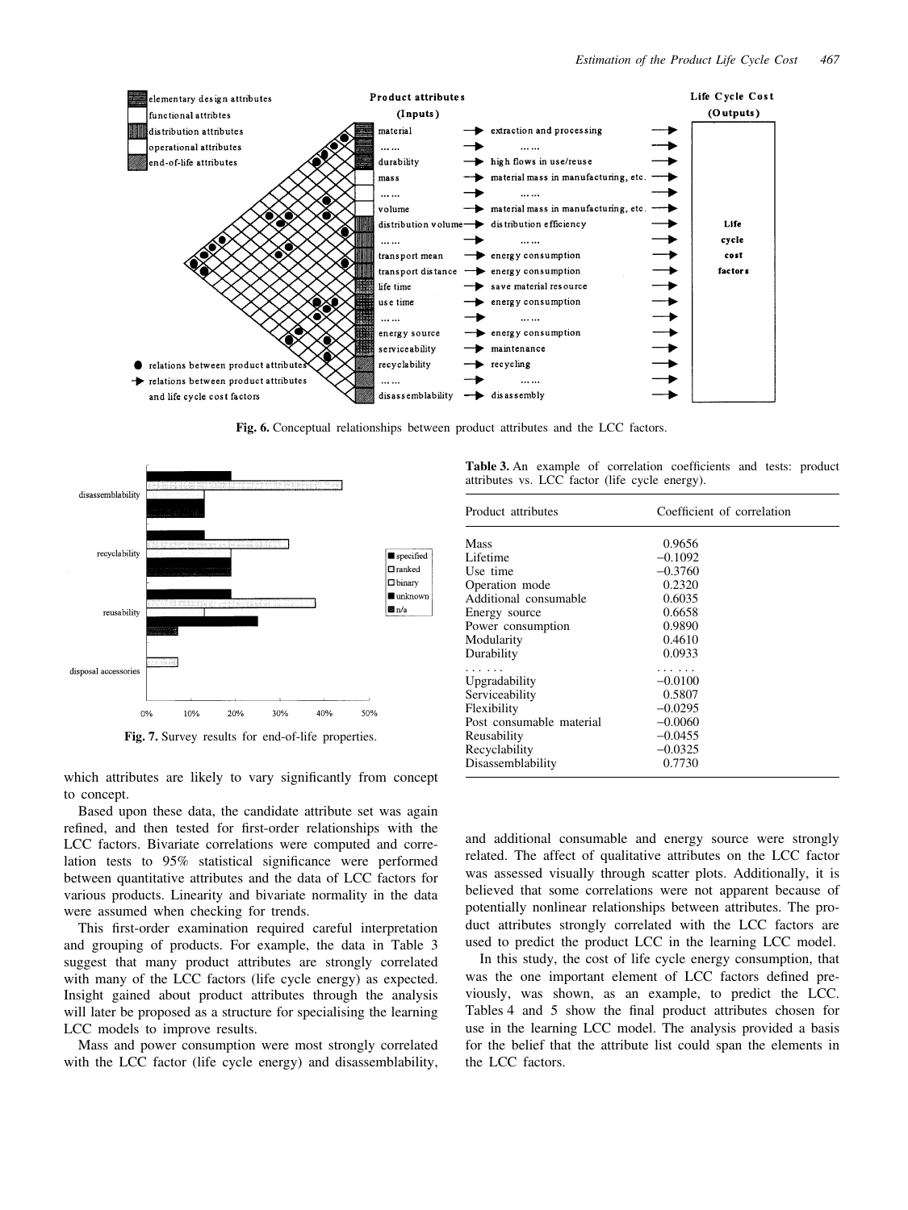Fig. 6. Conceptual relationships between product attributes and the LCC factors.

Fig. 7. Survey results for end-of-life properties.

which attributes are likely to vary significantly from concept to concept.

Based upon these data, the candidate attribute set was again refined, and then tested for first-order relationships with the LCC factors. Bivariate correlations were computed and correlation tests to 95% statistical significance were performed between quantitative attributes and the data of LCC factors for various products. Linearity and bivariate normality in the data were assumed when checking for trends.

This first-order examination required careful interpretation and grouping of products. For example, the data in Table 3 suggest that many product attributes are strongly correlated with many of the LCC factors (life cycle energy) as expected. Insight gained about product attributes through the analysis will later be proposed as a structure for specialising the learning LCC models to improve results.

Mass and power consumption were most strongly correlated with the LCC factor (life cycle energy) and disassemblability, and additional consumable and energy source were strongly related. The affect of qualitative attributes on the LCC factor was assessed visually through scatter plots. Additionally, it is believed that some correlations were not apparent because of potentially nonlinear relationships between attributes. The product attributes strongly correlated with the LCC factors are used to predict the product LCC in the learning LCC model.

In this study, the cost of life cycle energy consumption, that was the one important element of LCC factors defined previously, was shown, as an example, to predict the LCC. Tables 4 and 5 show the final product attributes chosen for use in the learning LCC model. The analysis provided a basis for the belief that the attribute list could span the elements in the LCC factors.

**Table 3.** An example of correlation coefficients and tests: product attributes vs. LCC factor (life cycle energy).

| Product attributes | Coefficient of correlation |
|---|---|
| Mass | 0.9656 |
| Lifetime | −0.1092 |
| Use time | −0.3760 |
| Operation mode | 0.2320 |
| Additional consumable | 0.6035 |
| Energy source | 0.6658 |
| Power consumption | 0.9890 |
| Modularity | 0.4610 |
| Durability | 0.0933 |
| ...... | ...... |
| Upgradability | −0.0100 |
| Serviceability | 0.5807 |
| Flexibility | −0.0295 |
| Post consumable material | −0.0060 |
| Reusability | −0.0455 |
| Recyclability | −0.0325 |
| Disassemblability | 0.7730 |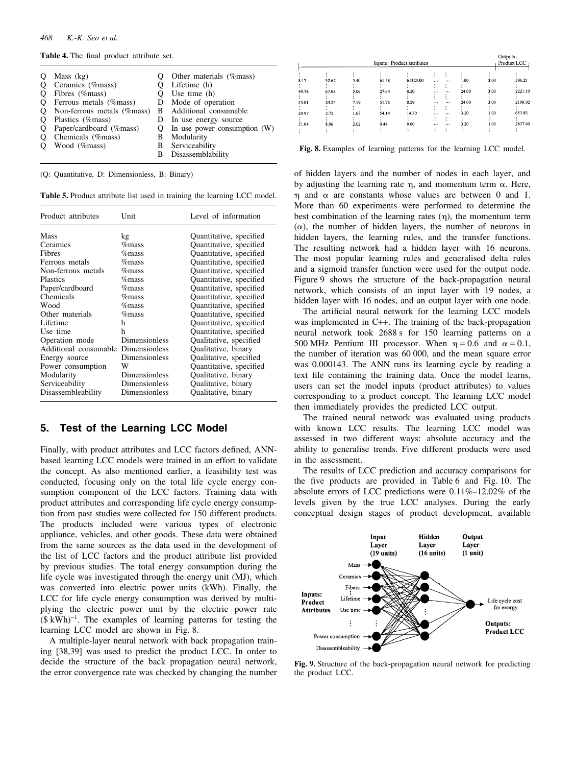**Table 4.** The final product attribute set.

| | | | |
|---|---|---|---|
| Q | Mass (kg) | Q | Other materials (%mass) |
| Q | Ceramics (%mass) | Q | Lifetime (h) |
| Q | Fibres (%mass) | Q | Use time (h) |
| Q | Ferrous metals (%mass) | D | Mode of operation |
| Q | Non-ferrous metals (%mass) | B | Additional consumable |
| Q | Plastics (%mass) | D | In use energy source |
| Q | Paper/cardboard (%mass) | Q | In use power consumption (W) |
| Q | Chemicals (%mass) | B | Modularity |
| Q | Wood (%mass) | B | Serviceability |
| | | B | Disassemblability |

(Q: Quantitative, D: Dimensionless, B: Binary)

**Table 5.** Product attribute list used in training the learning LCC model.

| Product attributes | Unit | Level of information |
|---|---|---|
| Mass | kg | Quantitative, specified |
| Ceramics | %mass | Quantitative, specified |
| Fibres | %mass | Quantitative, specified |
| Ferrous metals | %mass | Quantitative, specified |
| Non-ferrous metals | %mass | Quantitative, specified |
| Plastics | %mass | Quantitative, specified |
| Paper/cardboard | %mass | Quantitative, specified |
| Chemicals | %mass | Quantitative, specified |
| Wood | %mass | Quantitative, specified |
| Other materials | %mass | Quantitative, specified |
| Lifetime | h | Quantitative, specified |
| Use time | h | Quantitative, specified |
| Operation mode | Dimensionless | Qualitative, specified |
| Additional consumable | Dimensionless | Qualitative, binary |
| Energy source | Dimensionless | Qualitative, specified |
| Power consumption | W | Quantitative, specified |
| Modularity | Dimensionless | Qualitative, binary |
| Serviceability | Dimensionless | Qualitative, binary |
| Disassembleability | Dimensionless | Qualitative, binary |

## 5. Test of the Learning LCC Model

Finally, with product attributes and LCC factors defined, ANN-based learning LCC models were trained in an effort to validate the concept. As also mentioned earlier, a feasibility test was conducted, focusing only on the total life cycle energy consumption component of the LCC factors. Training data with product attributes and corresponding life cycle energy consumption from past studies were collected for 150 different products. The products included were various types of electronic appliance, vehicles, and other goods. These data were obtained from the same sources as the data used in the development of the list of LCC factors and the product attribute list provided by previous studies. The total energy consumption during the life cycle was investigated through the energy unit (MJ), which was converted into electric power units (kWh). Finally, the LCC for life cycle energy consumption was derived by multiplying the electric power unit by the electric power rate $(\$\,\text{kWh})^{-1}$. The examples of learning patterns for testing the learning LCC model are shown in Fig. 8.

A multiple-layer neural network with back propagation training [38,39] was used to predict the product LCC. In order to decide the structure of the back propagation neural network, the error convergence rate was checked by changing the number

| Inputs : Product attributes | | | | | | | | | Outputs : Product LCC |
|---|---|---|---|---|---|---|---|---|---|
| ⋮ | ⋮ | ⋮ | ⋮ | ⋮ | ⋮ | ⋮ | ⋮ | ⋮ | ⋮ |
| 8.17 | 32.62 | 5.40 | 61.58 | 61320.00 | … | … | 1.00 | 3.00 | 596.21 |
| 49.78 | 67.08 | 5.06 | 27.64 | 0.20 | … | … | 24.00 | 3.00 | 2221.19 |
| 35.01 | 24.24 | 7.19 | 51.76 | 0.29 | … | … | 24.00 | 3.00 | 2190.92 |
| 20.97 | 2.72 | 1.67 | 54.14 | 14.30 | … | … | 3.20 | 1.00 | 653.83 |
| 51.04 | 8.96 | 2.02 | 0.44 | 0.00 | … | … | 3.20 | 1.00 | 2837.60 |
| ⋮ | ⋮ | ⋮ | ⋮ | ⋮ | ⋮ | ⋮ | ⋮ | ⋮ | ⋮ |

**Fig. 8.** Examples of learning patterns for the learning LCC model.

of hidden layers and the number of nodes in each layer, and by adjusting the learning rate $\eta$, and momentum term $\alpha$. Here, $\eta$ and $\alpha$ are constants whose values are between 0 and 1. More than 60 experiments were performed to determine the best combination of the learning rates ($\eta$), the momentum term ($\alpha$), the number of hidden layers, the number of neurons in hidden layers, the learning rules, and the transfer functions. The resulting network had a hidden layer with 16 neurons. The most popular learning rules and generalised delta rules and a sigmoid transfer function were used for the output node. Figure 9 shows the structure of the back-propagation neural network, which consists of an input layer with 19 nodes, a hidden layer with 16 nodes, and an output layer with one node.

The artificial neural network for the learning LCC models was implemented in C++. The training of the back-propagation neural network took 2688 s for 150 learning patterns on a 500 MHz Pentium III processor. When $\eta = 0.6$ and $\alpha = 0.1$, the number of iteration was 60 000, and the mean square error was 0.000143. The ANN runs its learning cycle by reading a text file containing the training data. Once the model learns, users can set the model inputs (product attributes) to values corresponding to a product concept. The learning LCC model then immediately provides the predicted LCC output.

The trained neural network was evaluated using products with known LCC results. The learning LCC model was assessed in two different ways: absolute accuracy and the ability to generalise trends. Five different products were used in the assessment.

The results of LCC prediction and accuracy comparisons for the five products are provided in Table 6 and Fig. 10. The absolute errors of LCC predictions were 0.11%–12.02% of the levels given by the true LCC analyses. During the early conceptual design stages of product development, available

**Fig. 9.** Structure of the back-propagation neural network for predicting the product LCC.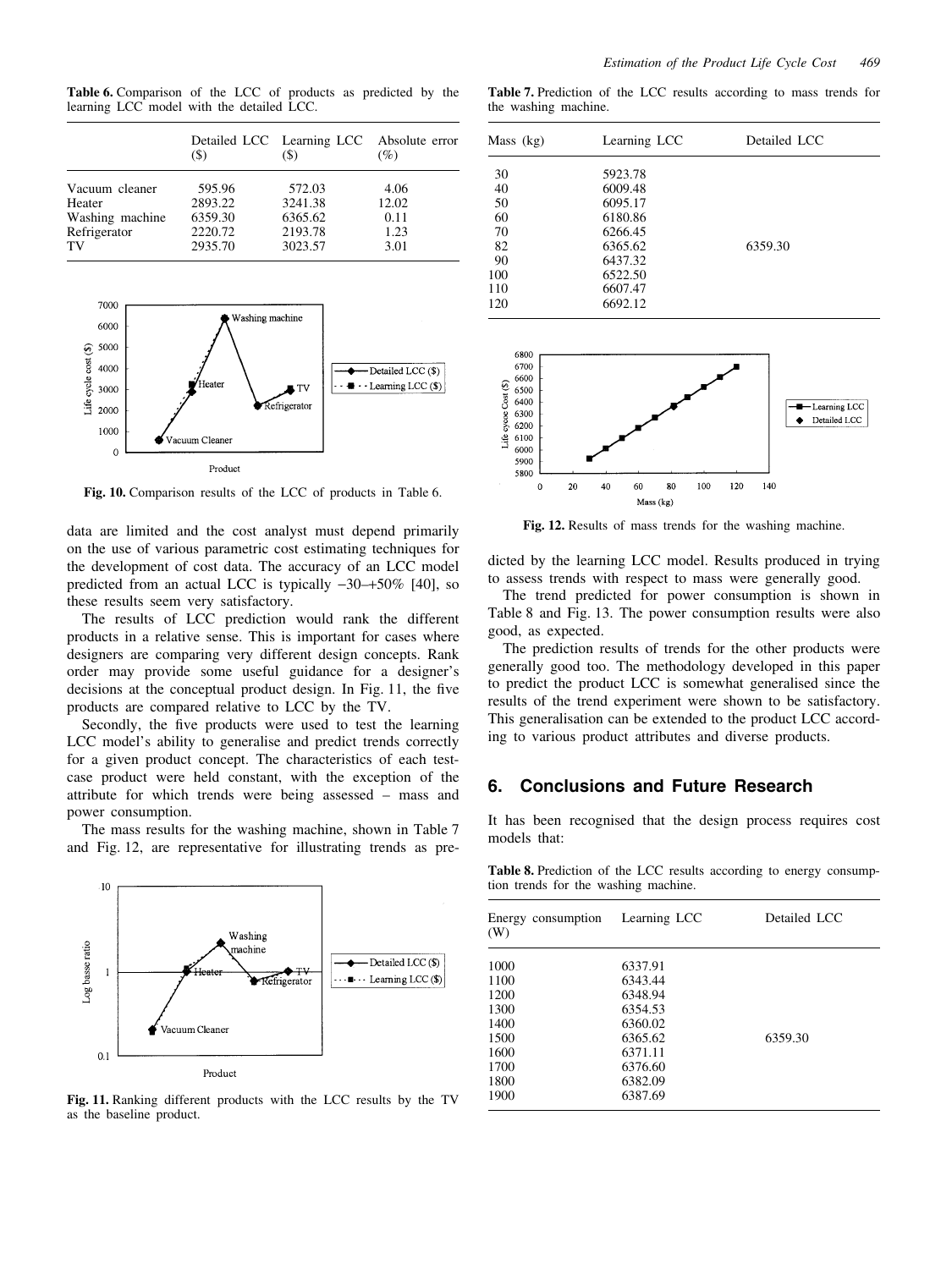**Table 6.** Comparison of the LCC of products as predicted by the learning LCC model with the detailed LCC.

| | Detailed LCC ($) | Learning LCC ($) | Absolute error (%) |
|---|---|---|---|
| Vacuum cleaner | 595.96 | 572.03 | 4.06 |
| Heater | 2893.22 | 3241.38 | 12.02 |
| Washing machine | 6359.30 | 6365.62 | 0.11 |
| Refrigerator | 2220.72 | 2193.78 | 1.23 |
| TV | 2935.70 | 3023.57 | 3.01 |

**Fig. 10.** Comparison results of the LCC of products in Table 6.

data are limited and the cost analyst must depend primarily on the use of various parametric cost estimating techniques for the development of cost data. The accuracy of an LCC model predicted from an actual LCC is typically −30–+50% [40], so these results seem very satisfactory.

The results of LCC prediction would rank the different products in a relative sense. This is important for cases where designers are comparing very different design concepts. Rank order may provide some useful guidance for a designer's decisions at the conceptual product design. In Fig. 11, the five products are compared relative to LCC by the TV.

Secondly, the five products were used to test the learning LCC model's ability to generalise and predict trends correctly for a given product concept. The characteristics of each test-case product were held constant, with the exception of the attribute for which trends were being assessed – mass and power consumption.

The mass results for the washing machine, shown in Table 7 and Fig. 12, are representative for illustrating trends as predicted by the learning LCC model. Results produced in trying to assess trends with respect to mass were generally good.

**Fig. 11.** Ranking different products with the LCC results by the TV as the baseline product.

**Table 7.** Prediction of the LCC results according to mass trends for the washing machine.

| Mass (kg) | Learning LCC | Detailed LCC |
|---|---|---|
| 30 | 5923.78 | |
| 40 | 6009.48 | |
| 50 | 6095.17 | |
| 60 | 6180.86 | |
| 70 | 6266.45 | |
| 82 | 6365.62 | 6359.30 |
| 90 | 6437.32 | |
| 100 | 6522.50 | |
| 110 | 6607.47 | |
| 120 | 6692.12 | |

**Fig. 12.** Results of mass trends for the washing machine.

The trend predicted for power consumption is shown in Table 8 and Fig. 13. The power consumption results were also good, as expected.

The prediction results of trends for the other products were generally good too. The methodology developed in this paper to predict the product LCC is somewhat generalised since the results of the trend experiment were shown to be satisfactory. This generalisation can be extended to the product LCC according to various product attributes and diverse products.

## 6. Conclusions and Future Research

It has been recognised that the design process requires cost models that:

**Table 8.** Prediction of the LCC results according to energy consumption trends for the washing machine.

| Energy consumption (W) | Learning LCC | Detailed LCC |
|---|---|---|
| 1000 | 6337.91 | |
| 1100 | 6343.44 | |
| 1200 | 6348.94 | |
| 1300 | 6354.53 | |
| 1400 | 6360.02 | |
| 1500 | 6365.62 | 6359.30 |
| 1600 | 6371.11 | |
| 1700 | 6376.60 | |
| 1800 | 6382.09 | |
| 1900 | 6387.69 | |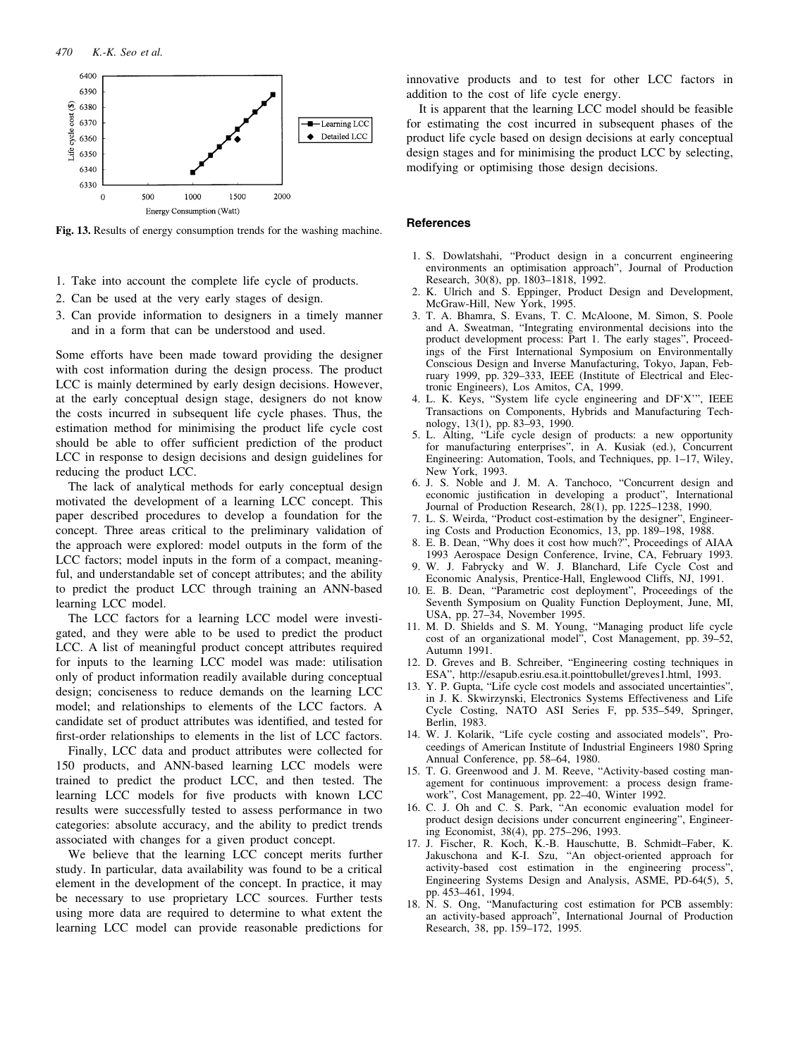6400
6390
6380
6370
6360
6350
6340
6330
Life cycle cost ($)
0 500 1000 1500 2000
Energy Consumption (Watt)
Learning LCC
Detailed LCC

**Fig. 13.** Results of energy consumption trends for the washing machine.

1. Take into account the complete life cycle of products.
2. Can be used at the very early stages of design.
3. Can provide information to designers in a timely manner and in a form that can be understood and used.

Some efforts have been made toward providing the designer with cost information during the design process. The product LCC is mainly determined by early design decisions. However, at the early conceptual design stage, designers do not know the costs incurred in subsequent life cycle phases. Thus, the estimation method for minimising the product life cycle cost should be able to offer sufficient prediction of the product LCC in response to design decisions and design guidelines for reducing the product LCC.

The lack of analytical methods for early conceptual design motivated the development of a learning LCC concept. This paper described procedures to develop a foundation for the concept. Three areas critical to the preliminary validation of the approach were explored: model outputs in the form of the LCC factors; model inputs in the form of a compact, meaningful, and understandable set of concept attributes; and the ability to predict the product LCC through training an ANN-based learning LCC model.

The LCC factors for a learning LCC model were investigated, and they were able to be used to predict the product LCC. A list of meaningful product concept attributes required for inputs to the learning LCC model was made: utilisation only of product information readily available during conceptual design; conciseness to reduce demands on the learning LCC model; and relationships to elements of the LCC factors. A candidate set of product attributes was identified, and tested for first-order relationships to elements in the list of LCC factors.

Finally, LCC data and product attributes were collected for 150 products, and ANN-based learning LCC models were trained to predict the product LCC, and then tested. The learning LCC models for five products with known LCC results were successfully tested to assess performance in two categories: absolute accuracy, and the ability to predict trends associated with changes for a given product concept.

We believe that the learning LCC concept merits further study. In particular, data availability was found to be a critical element in the development of the concept. In practice, it may be necessary to use proprietary LCC sources. Further tests using more data are required to determine to what extent the learning LCC model can provide reasonable predictions for innovative products and to test for other LCC factors in addition to the cost of life cycle energy.

It is apparent that the learning LCC model should be feasible for estimating the cost incurred in subsequent phases of the product life cycle based on design decisions at early conceptual design stages and for minimising the product LCC by selecting, modifying or optimising those design decisions.

## References

1. S. Dowlatshahi, "Product design in a concurrent engineering environments an optimisation approach", Journal of Production Research, 30(8), pp. 1803–1818, 1992.
2. K. Ulrich and S. Eppinger, Product Design and Development, McGraw-Hill, New York, 1995.
3. T. A. Bhamra, S. Evans, T. C. McAloone, M. Simon, S. Poole and A. Sweatman, "Integrating environmental decisions into the product development process: Part 1. The early stages", Proceedings of the First International Symposium on Environmentally Conscious Design and Inverse Manufacturing, Tokyo, Japan, February 1999, pp. 329–333, IEEE (Institute of Electrical and Electronic Engineers), Los Amitos, CA, 1999.
4. L. K. Keys, "System life cycle engineering and DF'X'", IEEE Transactions on Components, Hybrids and Manufacturing Technology, 13(1), pp. 83–93, 1990.
5. L. Alting, "Life cycle design of products: a new opportunity for manufacturing enterprises", in A. Kusiak (ed.), Concurrent Engineering: Automation, Tools, and Techniques, pp. 1–17, Wiley, New York, 1993.
6. J. S. Noble and J. M. A. Tanchoco, "Concurrent design and economic justification in developing a product", International Journal of Production Research, 28(1), pp. 1225–1238, 1990.
7. L. S. Weirda, "Product cost-estimation by the designer", Engineering Costs and Production Economics, 13, pp. 189–198, 1988.
8. E. B. Dean, "Why does it cost how much?", Proceedings of AIAA 1993 Aerospace Design Conference, Irvine, CA, February 1993.
9. W. J. Fabrycky and W. J. Blanchard, Life Cycle Cost and Economic Analysis, Prentice-Hall, Englewood Cliffs, NJ, 1991.
10. E. B. Dean, "Parametric cost deployment", Proceedings of the Seventh Symposium on Quality Function Deployment, June, MI, USA, pp. 27–34, November 1995.
11. M. D. Shields and S. M. Young, "Managing product life cycle cost of an organizational model", Cost Management, pp. 39–52, Autumn 1991.
12. D. Greves and B. Schreiber, "Engineering costing techniques in ESA", http://esapub.esriu.esa.it.pointtobullet/greves1.html, 1993.
13. Y. P. Gupta, "Life cycle cost models and associated uncertainties", in J. K. Skwirzynski, Electronics Systems Effectiveness and Life Cycle Costing, NATO ASI Series F, pp. 535–549, Springer, Berlin, 1983.
14. W. J. Kolarik, "Life cycle costing and associated models", Proceedings of American Institute of Industrial Engineers 1980 Spring Annual Conference, pp. 58–64, 1980.
15. T. G. Greenwood and J. M. Reeve, "Activity-based costing management for continuous improvement: a process design framework", Cost Management, pp. 22–40, Winter 1992.
16. C. J. Oh and C. S. Park, "An economic evaluation model for product design decisions under concurrent engineering", Engineering Economist, 38(4), pp. 275–296, 1993.
17. J. Fischer, R. Koch, K.-B. Hauschutte, B. Schmidt–Faber, K. Jakuschona and K-I. Szu, "An object-oriented approach for activity-based cost estimation in the engineering process", Engineering Systems Design and Analysis, ASME, PD-64(5), 5, pp. 453–461, 1994.
18. N. S. Ong, "Manufacturing cost estimation for PCB assembly: an activity-based approach", International Journal of Production Research, 38, pp. 159–172, 1995.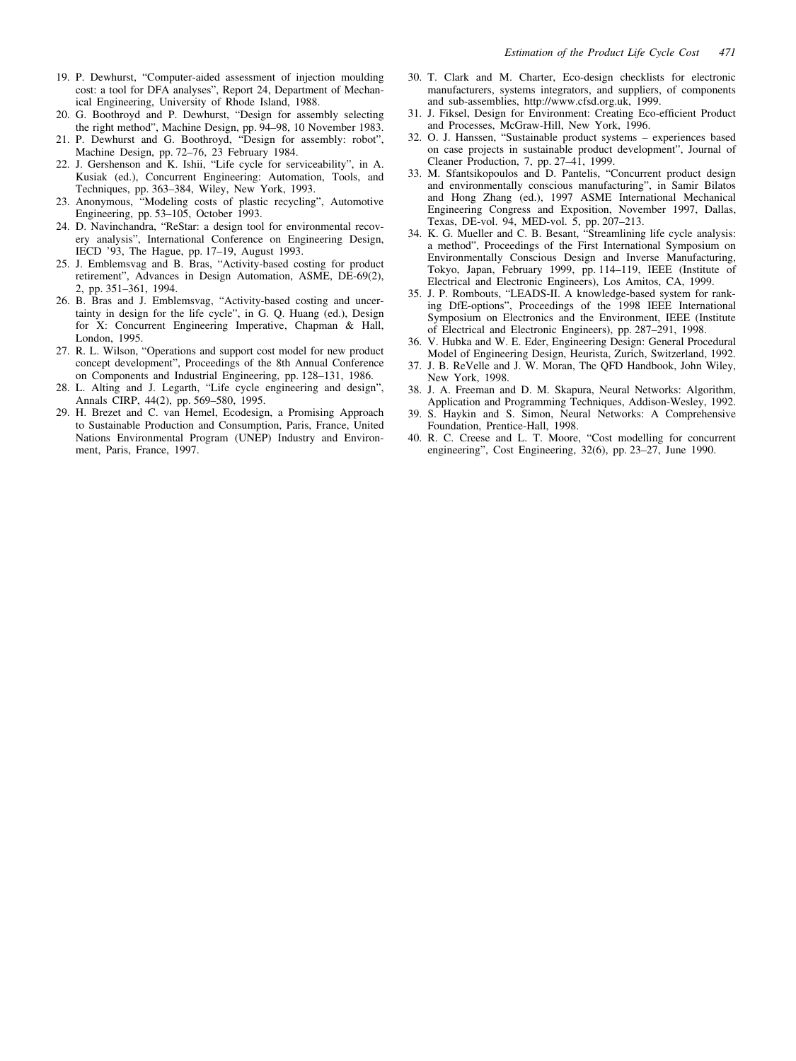19. P. Dewhurst, "Computer-aided assessment of injection moulding cost: a tool for DFA analyses", Report 24, Department of Mechanical Engineering, University of Rhode Island, 1988.
20. G. Boothroyd and P. Dewhurst, "Design for assembly selecting the right method", Machine Design, pp. 94–98, 10 November 1983.
21. P. Dewhurst and G. Boothroyd, "Design for assembly: robot", Machine Design, pp. 72–76, 23 February 1984.
22. J. Gershenson and K. Ishii, "Life cycle for serviceability", in A. Kusiak (ed.), Concurrent Engineering: Automation, Tools, and Techniques, pp. 363–384, Wiley, New York, 1993.
23. Anonymous, "Modeling costs of plastic recycling", Automotive Engineering, pp. 53–105, October 1993.
24. D. Navinchandra, "ReStar: a design tool for environmental recovery analysis", International Conference on Engineering Design, IECD '93, The Hague, pp. 17–19, August 1993.
25. J. Emblemsvag and B. Bras, "Activity-based costing for product retirement", Advances in Design Automation, ASME, DE-69(2), 2, pp. 351–361, 1994.
26. B. Bras and J. Emblemsvag, "Activity-based costing and uncertainty in design for the life cycle", in G. Q. Huang (ed.), Design for X: Concurrent Engineering Imperative, Chapman & Hall, London, 1995.
27. R. L. Wilson, "Operations and support cost model for new product concept development", Proceedings of the 8th Annual Conference on Components and Industrial Engineering, pp. 128–131, 1986.
28. L. Alting and J. Legarth, "Life cycle engineering and design", Annals CIRP, 44(2), pp. 569–580, 1995.
29. H. Brezet and C. van Hemel, Ecodesign, a Promising Approach to Sustainable Production and Consumption, Paris, France, United Nations Environmental Program (UNEP) Industry and Environment, Paris, France, 1997.
30. T. Clark and M. Charter, Eco-design checklists for electronic manufacturers, systems integrators, and suppliers, of components and sub-assemblies, http://www.cfsd.org.uk, 1999.
31. J. Fiksel, Design for Environment: Creating Eco-efficient Product and Processes, McGraw-Hill, New York, 1996.
32. O. J. Hanssen, "Sustainable product systems – experiences based on case projects in sustainable product development", Journal of Cleaner Production, 7, pp. 27–41, 1999.
33. M. Sfantsikopoulos and D. Pantelis, "Concurrent product design and environmentally conscious manufacturing", in Samir Bilatos and Hong Zhang (ed.), 1997 ASME International Mechanical Engineering Congress and Exposition, November 1997, Dallas, Texas, DE-vol. 94, MED-vol. 5, pp. 207–213.
34. K. G. Mueller and C. B. Besant, "Streamlining life cycle analysis: a method", Proceedings of the First International Symposium on Environmentally Conscious Design and Inverse Manufacturing, Tokyo, Japan, February 1999, pp. 114–119, IEEE (Institute of Electrical and Electronic Engineers), Los Amitos, CA, 1999.
35. J. P. Rombouts, "LEADS-II. A knowledge-based system for ranking DfE-options", Proceedings of the 1998 IEEE International Symposium on Electronics and the Environment, IEEE (Institute of Electrical and Electronic Engineers), pp. 287–291, 1998.
36. V. Hubka and W. E. Eder, Engineering Design: General Procedural Model of Engineering Design, Heurista, Zurich, Switzerland, 1992.
37. J. B. ReVelle and J. W. Moran, The QFD Handbook, John Wiley, New York, 1998.
38. J. A. Freeman and D. M. Skapura, Neural Networks: Algorithm, Application and Programming Techniques, Addison-Wesley, 1992.
39. S. Haykin and S. Simon, Neural Networks: A Comprehensive Foundation, Prentice-Hall, 1998.
40. R. C. Creese and L. T. Moore, "Cost modelling for concurrent engineering", Cost Engineering, 32(6), pp. 23–27, June 1990.